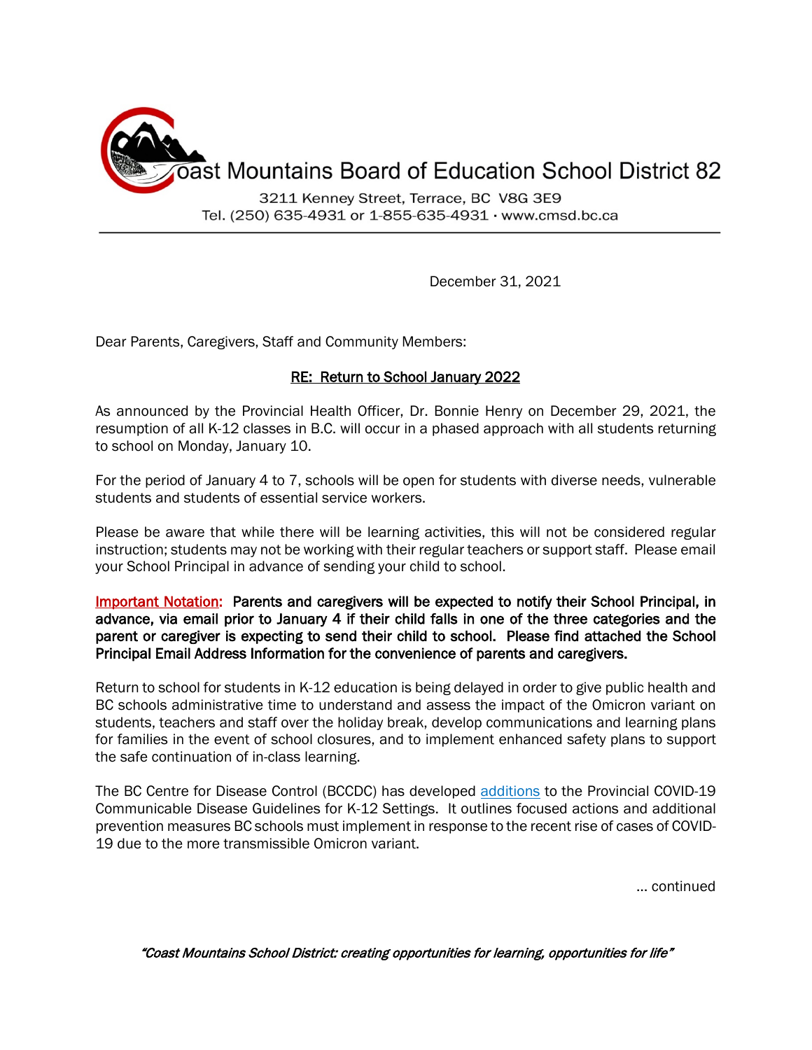# Coast Mountains Board of Education School District 82

3211 Kenney Street, Terrace, BC V8G 3E9
Tel. (250) 635-4931 or 1-855-635-4931 · www.cmsd.bc.ca

December 31, 2021

Dear Parents, Caregivers, Staff and Community Members:

## RE: Return to School January 2022

As announced by the Provincial Health Officer, Dr. Bonnie Henry on December 29, 2021, the resumption of all K-12 classes in B.C. will occur in a phased approach with all students returning to school on Monday, January 10.

For the period of January 4 to 7, schools will be open for students with diverse needs, vulnerable students and students of essential service workers.

Please be aware that while there will be learning activities, this will not be considered regular instruction; students may not be working with their regular teachers or support staff. Please email your School Principal in advance of sending your child to school.

Important Notation: **Parents and caregivers will be expected to notify their School Principal, in advance, via email prior to January 4 if their child falls in one of the three categories and the parent or caregiver is expecting to send their child to school. Please find attached the School Principal Email Address Information for the convenience of parents and caregivers.**

Return to school for students in K-12 education is being delayed in order to give public health and BC schools administrative time to understand and assess the impact of the Omicron variant on students, teachers and staff over the holiday break, develop communications and learning plans for families in the event of school closures, and to implement enhanced safety plans to support the safe continuation of in-class learning.

The BC Centre for Disease Control (BCCDC) has developed additions to the Provincial COVID-19 Communicable Disease Guidelines for K-12 Settings. It outlines focused actions and additional prevention measures BC schools must implement in response to the recent rise of cases of COVID-19 due to the more transmissible Omicron variant.

... continued

*"Coast Mountains School District: creating opportunities for learning, opportunities for life"*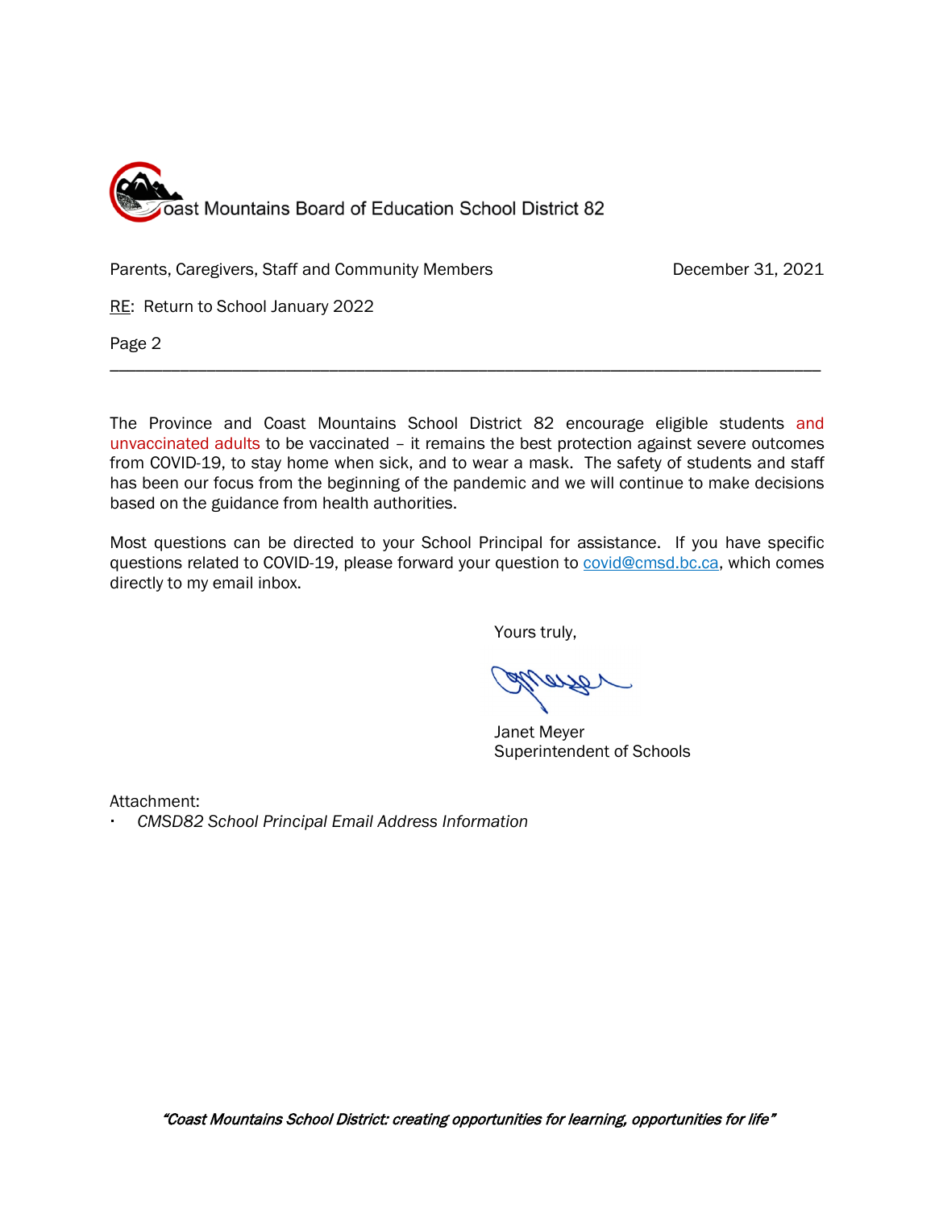Coast Mountains Board of Education School District 82

Parents, Caregivers, Staff and Community Members

December 31, 2021

RE: Return to School January 2022

Page 2

---

The Province and Coast Mountains School District 82 encourage eligible students and unvaccinated adults to be vaccinated – it remains the best protection against severe outcomes from COVID-19, to stay home when sick, and to wear a mask. The safety of students and staff has been our focus from the beginning of the pandemic and we will continue to make decisions based on the guidance from health authorities.

Most questions can be directed to your School Principal for assistance. If you have specific questions related to COVID-19, please forward your question to covid@cmsd.bc.ca, which comes directly to my email inbox.

Yours truly,

Janet Meyer
Superintendent of Schools

Attachment:

- *CMSD82 School Principal Email Address Information*

*"Coast Mountains School District: creating opportunities for learning, opportunities for life"*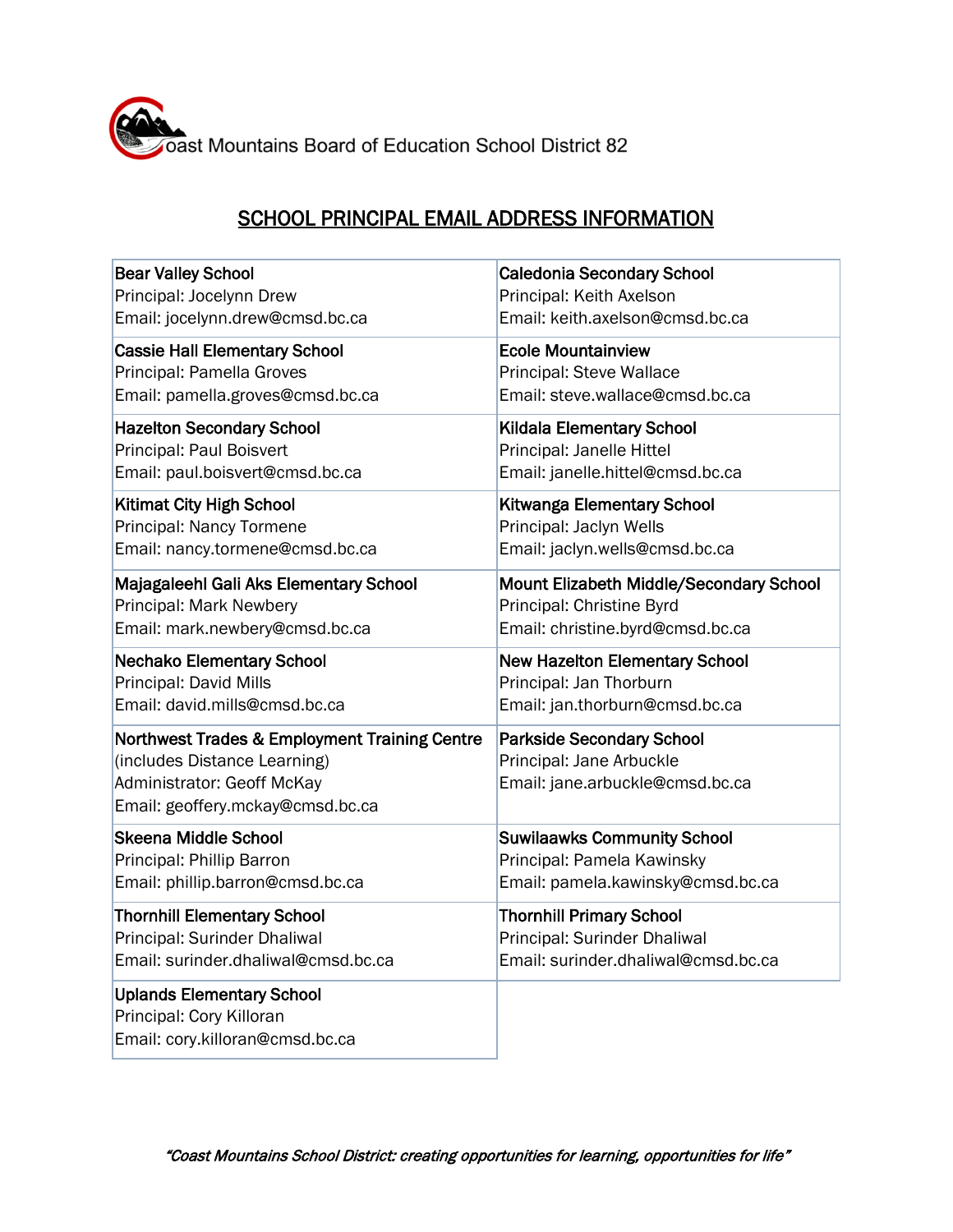Coast Mountains Board of Education School District 82

# SCHOOL PRINCIPAL EMAIL ADDRESS INFORMATION

| | |
|---|---|
| **Bear Valley School**<br>Principal: Jocelynn Drew<br>Email: jocelynn.drew@cmsd.bc.ca | **Caledonia Secondary School**<br>Principal: Keith Axelson<br>Email: keith.axelson@cmsd.bc.ca |
| **Cassie Hall Elementary School**<br>Principal: Pamella Groves<br>Email: pamella.groves@cmsd.bc.ca | **Ecole Mountainview**<br>Principal: Steve Wallace<br>Email: steve.wallace@cmsd.bc.ca |
| **Hazelton Secondary School**<br>Principal: Paul Boisvert<br>Email: paul.boisvert@cmsd.bc.ca | **Kildala Elementary School**<br>Principal: Janelle Hittel<br>Email: janelle.hittel@cmsd.bc.ca |
| **Kitimat City High School**<br>Principal: Nancy Tormene<br>Email: nancy.tormene@cmsd.bc.ca | **Kitwanga Elementary School**<br>Principal: Jaclyn Wells<br>Email: jaclyn.wells@cmsd.bc.ca |
| **Majagaleehl Gali Aks Elementary School**<br>Principal: Mark Newbery<br>Email: mark.newbery@cmsd.bc.ca | **Mount Elizabeth Middle/Secondary School**<br>Principal: Christine Byrd<br>Email: christine.byrd@cmsd.bc.ca |
| **Nechako Elementary School**<br>Principal: David Mills<br>Email: david.mills@cmsd.bc.ca | **New Hazelton Elementary School**<br>Principal: Jan Thorburn<br>Email: jan.thorburn@cmsd.bc.ca |
| **Northwest Trades & Employment Training Centre**<br>(includes Distance Learning)<br>Administrator: Geoff McKay<br>Email: geoffery.mckay@cmsd.bc.ca | **Parkside Secondary School**<br>Principal: Jane Arbuckle<br>Email: jane.arbuckle@cmsd.bc.ca |
| **Skeena Middle School**<br>Principal: Phillip Barron<br>Email: phillip.barron@cmsd.bc.ca | **Suwilaawks Community School**<br>Principal: Pamela Kawinsky<br>Email: pamela.kawinsky@cmsd.bc.ca |
| **Thornhill Elementary School**<br>Principal: Surinder Dhaliwal<br>Email: surinder.dhaliwal@cmsd.bc.ca | **Thornhill Primary School**<br>Principal: Surinder Dhaliwal<br>Email: surinder.dhaliwal@cmsd.bc.ca |
| **Uplands Elementary School**<br>Principal: Cory Killoran<br>Email: cory.killoran@cmsd.bc.ca | |

*"Coast Mountains School District: creating opportunities for learning, opportunities for life"*